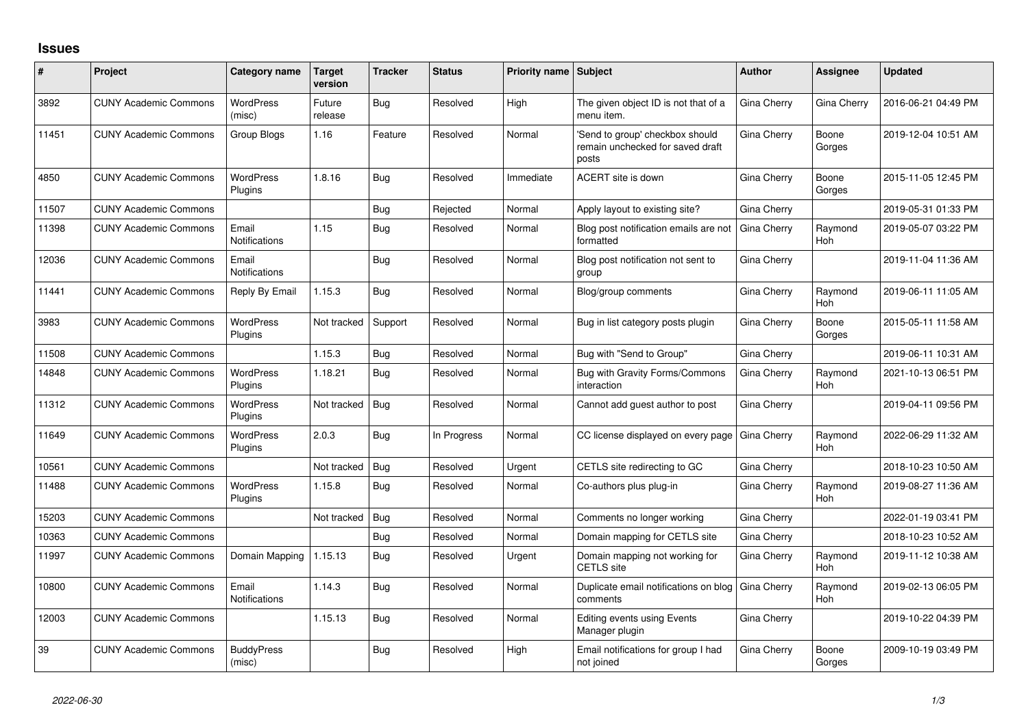# Issues

| # | Project | Category name | Target version | Tracker | Status | Priority name | Subject | Author | Assignee | Updated |
|---|---|---|---|---|---|---|---|---|---|---|
| 3892 | CUNY Academic Commons | WordPress (misc) | Future release | Bug | Resolved | High | The given object ID is not that of a menu item. | Gina Cherry | Gina Cherry | 2016-06-21 04:49 PM |
| 11451 | CUNY Academic Commons | Group Blogs | 1.16 | Feature | Resolved | Normal | 'Send to group' checkbox should remain unchecked for saved draft posts | Gina Cherry | Boone Gorges | 2019-12-04 10:51 AM |
| 4850 | CUNY Academic Commons | WordPress Plugins | 1.8.16 | Bug | Resolved | Immediate | ACERT site is down | Gina Cherry | Boone Gorges | 2015-11-05 12:45 PM |
| 11507 | CUNY Academic Commons | | | Bug | Rejected | Normal | Apply layout to existing site? | Gina Cherry | | 2019-05-31 01:33 PM |
| 11398 | CUNY Academic Commons | Email Notifications | 1.15 | Bug | Resolved | Normal | Blog post notification emails are not formatted | Gina Cherry | Raymond Hoh | 2019-05-07 03:22 PM |
| 12036 | CUNY Academic Commons | Email Notifications | | Bug | Resolved | Normal | Blog post notification not sent to group | Gina Cherry | | 2019-11-04 11:36 AM |
| 11441 | CUNY Academic Commons | Reply By Email | 1.15.3 | Bug | Resolved | Normal | Blog/group comments | Gina Cherry | Raymond Hoh | 2019-06-11 11:05 AM |
| 3983 | CUNY Academic Commons | WordPress Plugins | Not tracked | Support | Resolved | Normal | Bug in list category posts plugin | Gina Cherry | Boone Gorges | 2015-05-11 11:58 AM |
| 11508 | CUNY Academic Commons | | 1.15.3 | Bug | Resolved | Normal | Bug with "Send to Group" | Gina Cherry | | 2019-06-11 10:31 AM |
| 14848 | CUNY Academic Commons | WordPress Plugins | 1.18.21 | Bug | Resolved | Normal | Bug with Gravity Forms/Commons interaction | Gina Cherry | Raymond Hoh | 2021-10-13 06:51 PM |
| 11312 | CUNY Academic Commons | WordPress Plugins | Not tracked | Bug | Resolved | Normal | Cannot add guest author to post | Gina Cherry | | 2019-04-11 09:56 PM |
| 11649 | CUNY Academic Commons | WordPress Plugins | 2.0.3 | Bug | In Progress | Normal | CC license displayed on every page | Gina Cherry | Raymond Hoh | 2022-06-29 11:32 AM |
| 10561 | CUNY Academic Commons | | Not tracked | Bug | Resolved | Urgent | CETLS site redirecting to GC | Gina Cherry | | 2018-10-23 10:50 AM |
| 11488 | CUNY Academic Commons | WordPress Plugins | 1.15.8 | Bug | Resolved | Normal | Co-authors plus plug-in | Gina Cherry | Raymond Hoh | 2019-08-27 11:36 AM |
| 15203 | CUNY Academic Commons | | Not tracked | Bug | Resolved | Normal | Comments no longer working | Gina Cherry | | 2022-01-19 03:41 PM |
| 10363 | CUNY Academic Commons | | | Bug | Resolved | Normal | Domain mapping for CETLS site | Gina Cherry | | 2018-10-23 10:52 AM |
| 11997 | CUNY Academic Commons | Domain Mapping | 1.15.13 | Bug | Resolved | Urgent | Domain mapping not working for CETLS site | Gina Cherry | Raymond Hoh | 2019-11-12 10:38 AM |
| 10800 | CUNY Academic Commons | Email Notifications | 1.14.3 | Bug | Resolved | Normal | Duplicate email notifications on blog comments | Gina Cherry | Raymond Hoh | 2019-02-13 06:05 PM |
| 12003 | CUNY Academic Commons | | 1.15.13 | Bug | Resolved | Normal | Editing events using Events Manager plugin | Gina Cherry | | 2019-10-22 04:39 PM |
| 39 | CUNY Academic Commons | BuddyPress (misc) | | Bug | Resolved | High | Email notifications for group I had not joined | Gina Cherry | Boone Gorges | 2009-10-19 03:49 PM |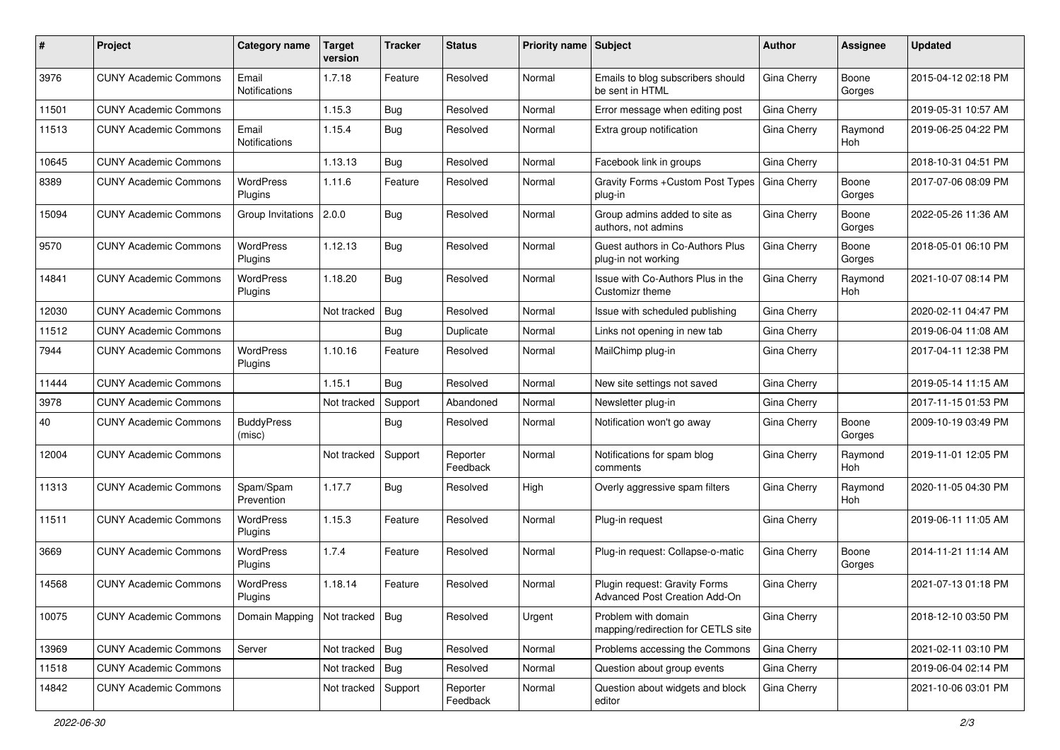| # | Project | Category name | Target version | Tracker | Status | Priority name | Subject | Author | Assignee | Updated |
|---|---|---|---|---|---|---|---|---|---|---|
| 3976 | CUNY Academic Commons | Email Notifications | 1.7.18 | Feature | Resolved | Normal | Emails to blog subscribers should be sent in HTML | Gina Cherry | Boone Gorges | 2015-04-12 02:18 PM |
| 11501 | CUNY Academic Commons | | 1.15.3 | Bug | Resolved | Normal | Error message when editing post | Gina Cherry | | 2019-05-31 10:57 AM |
| 11513 | CUNY Academic Commons | Email Notifications | 1.15.4 | Bug | Resolved | Normal | Extra group notification | Gina Cherry | Raymond Hoh | 2019-06-25 04:22 PM |
| 10645 | CUNY Academic Commons | | 1.13.13 | Bug | Resolved | Normal | Facebook link in groups | Gina Cherry | | 2018-10-31 04:51 PM |
| 8389 | CUNY Academic Commons | WordPress Plugins | 1.11.6 | Feature | Resolved | Normal | Gravity Forms +Custom Post Types plug-in | Gina Cherry | Boone Gorges | 2017-07-06 08:09 PM |
| 15094 | CUNY Academic Commons | Group Invitations | 2.0.0 | Bug | Resolved | Normal | Group admins added to site as authors, not admins | Gina Cherry | Boone Gorges | 2022-05-26 11:36 AM |
| 9570 | CUNY Academic Commons | WordPress Plugins | 1.12.13 | Bug | Resolved | Normal | Guest authors in Co-Authors Plus plug-in not working | Gina Cherry | Boone Gorges | 2018-05-01 06:10 PM |
| 14841 | CUNY Academic Commons | WordPress Plugins | 1.18.20 | Bug | Resolved | Normal | Issue with Co-Authors Plus in the Customizr theme | Gina Cherry | Raymond Hoh | 2021-10-07 08:14 PM |
| 12030 | CUNY Academic Commons | | Not tracked | Bug | Resolved | Normal | Issue with scheduled publishing | Gina Cherry | | 2020-02-11 04:47 PM |
| 11512 | CUNY Academic Commons | | | Bug | Duplicate | Normal | Links not opening in new tab | Gina Cherry | | 2019-06-04 11:08 AM |
| 7944 | CUNY Academic Commons | WordPress Plugins | 1.10.16 | Feature | Resolved | Normal | MailChimp plug-in | Gina Cherry | | 2017-04-11 12:38 PM |
| 11444 | CUNY Academic Commons | | 1.15.1 | Bug | Resolved | Normal | New site settings not saved | Gina Cherry | | 2019-05-14 11:15 AM |
| 3978 | CUNY Academic Commons | | Not tracked | Support | Abandoned | Normal | Newsletter plug-in | Gina Cherry | | 2017-11-15 01:53 PM |
| 40 | CUNY Academic Commons | BuddyPress (misc) | | Bug | Resolved | Normal | Notification won't go away | Gina Cherry | Boone Gorges | 2009-10-19 03:49 PM |
| 12004 | CUNY Academic Commons | | Not tracked | Support | Reporter Feedback | Normal | Notifications for spam blog comments | Gina Cherry | Raymond Hoh | 2019-11-01 12:05 PM |
| 11313 | CUNY Academic Commons | Spam/Spam Prevention | 1.17.7 | Bug | Resolved | High | Overly aggressive spam filters | Gina Cherry | Raymond Hoh | 2020-11-05 04:30 PM |
| 11511 | CUNY Academic Commons | WordPress Plugins | 1.15.3 | Feature | Resolved | Normal | Plug-in request | Gina Cherry | | 2019-06-11 11:05 AM |
| 3669 | CUNY Academic Commons | WordPress Plugins | 1.7.4 | Feature | Resolved | Normal | Plug-in request: Collapse-o-matic | Gina Cherry | Boone Gorges | 2014-11-21 11:14 AM |
| 14568 | CUNY Academic Commons | WordPress Plugins | 1.18.14 | Feature | Resolved | Normal | Plugin request: Gravity Forms Advanced Post Creation Add-On | Gina Cherry | | 2021-07-13 01:18 PM |
| 10075 | CUNY Academic Commons | Domain Mapping | Not tracked | Bug | Resolved | Urgent | Problem with domain mapping/redirection for CETLS site | Gina Cherry | | 2018-12-10 03:50 PM |
| 13969 | CUNY Academic Commons | Server | Not tracked | Bug | Resolved | Normal | Problems accessing the Commons | Gina Cherry | | 2021-02-11 03:10 PM |
| 11518 | CUNY Academic Commons | | Not tracked | Bug | Resolved | Normal | Question about group events | Gina Cherry | | 2019-06-04 02:14 PM |
| 14842 | CUNY Academic Commons | | Not tracked | Support | Reporter Feedback | Normal | Question about widgets and block editor | Gina Cherry | | 2021-10-06 03:01 PM |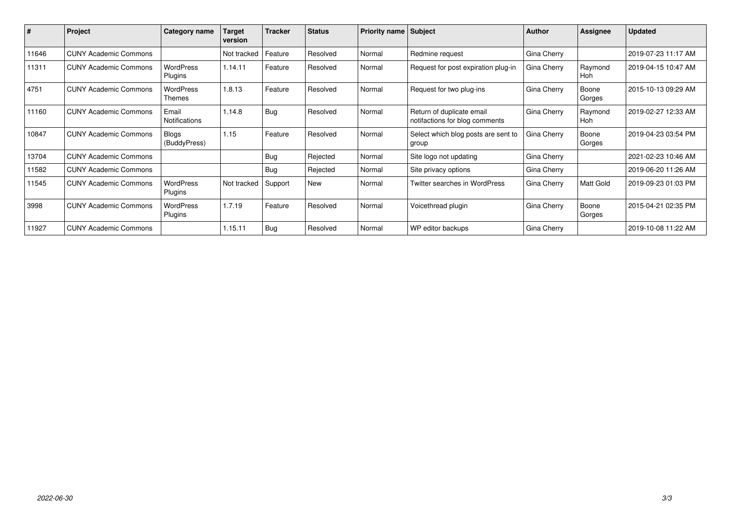| # | Project | Category name | Target version | Tracker | Status | Priority name | Subject | Author | Assignee | Updated |
|---|---|---|---|---|---|---|---|---|---|---|
| 11646 | CUNY Academic Commons | | Not tracked | Feature | Resolved | Normal | Redmine request | Gina Cherry | | 2019-07-23 11:17 AM |
| 11311 | CUNY Academic Commons | WordPress Plugins | 1.14.11 | Feature | Resolved | Normal | Request for post expiration plug-in | Gina Cherry | Raymond Hoh | 2019-04-15 10:47 AM |
| 4751 | CUNY Academic Commons | WordPress Themes | 1.8.13 | Feature | Resolved | Normal | Request for two plug-ins | Gina Cherry | Boone Gorges | 2015-10-13 09:29 AM |
| 11160 | CUNY Academic Commons | Email Notifications | 1.14.8 | Bug | Resolved | Normal | Return of duplicate email notifactions for blog comments | Gina Cherry | Raymond Hoh | 2019-02-27 12:33 AM |
| 10847 | CUNY Academic Commons | Blogs (BuddyPress) | 1.15 | Feature | Resolved | Normal | Select which blog posts are sent to group | Gina Cherry | Boone Gorges | 2019-04-23 03:54 PM |
| 13704 | CUNY Academic Commons | | | Bug | Rejected | Normal | Site logo not updating | Gina Cherry | | 2021-02-23 10:46 AM |
| 11582 | CUNY Academic Commons | | | Bug | Rejected | Normal | Site privacy options | Gina Cherry | | 2019-06-20 11:26 AM |
| 11545 | CUNY Academic Commons | WordPress Plugins | Not tracked | Support | New | Normal | Twitter searches in WordPress | Gina Cherry | Matt Gold | 2019-09-23 01:03 PM |
| 3998 | CUNY Academic Commons | WordPress Plugins | 1.7.19 | Feature | Resolved | Normal | Voicethread plugin | Gina Cherry | Boone Gorges | 2015-04-21 02:35 PM |
| 11927 | CUNY Academic Commons | | 1.15.11 | Bug | Resolved | Normal | WP editor backups | Gina Cherry | | 2019-10-08 11:22 AM |

2022-06-30